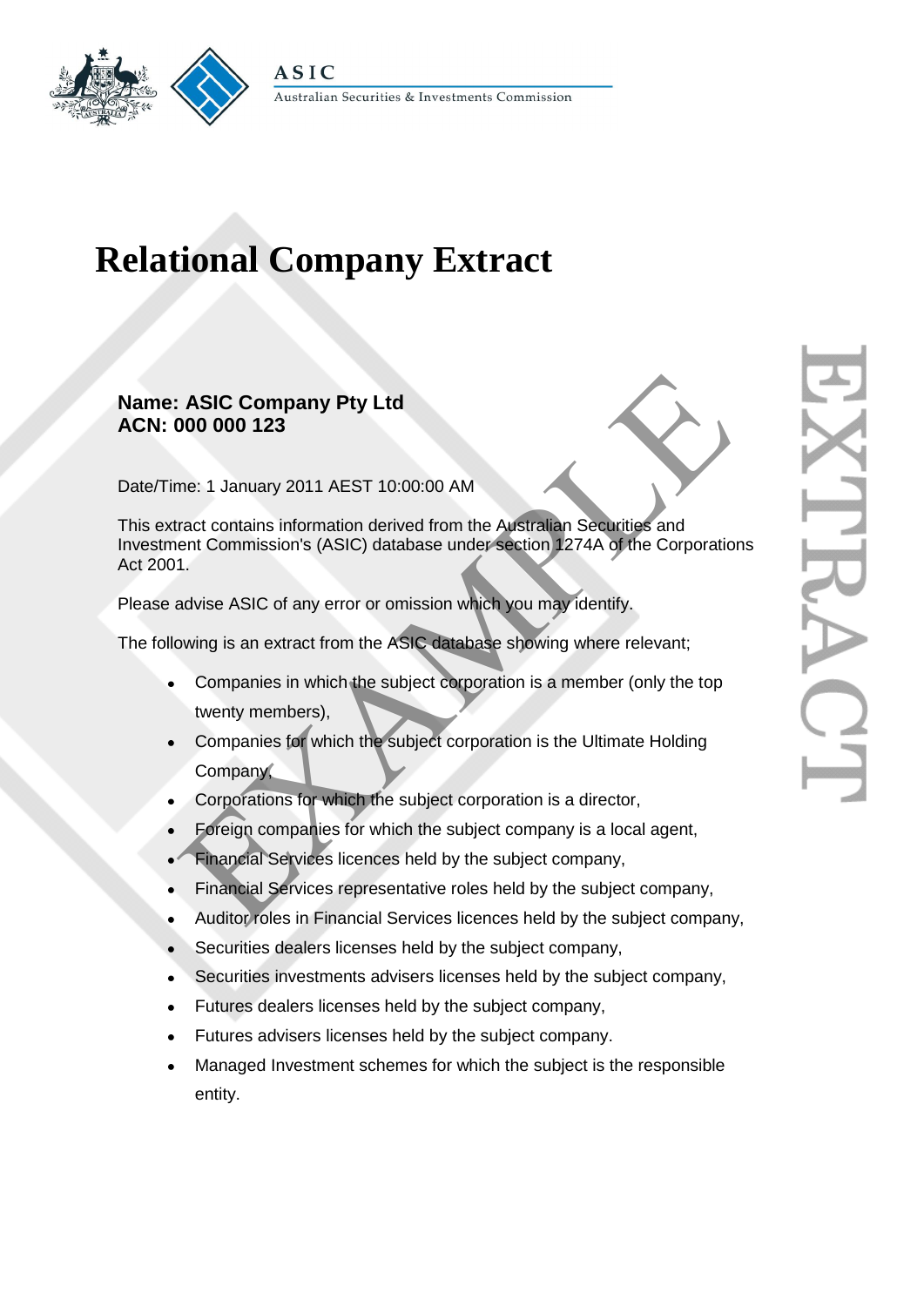ASIC

Australian Securities & Investments Commission

# Relational Company Extract

**Name: ASIC Company Pty Ltd**
**ACN: 000 000 123**

Date/Time: 1 January 2011 AEST 10:00:00 AM

This extract contains information derived from the Australian Securities and Investment Commission's (ASIC) database under section 1274A of the Corporations Act 2001.

Please advise ASIC of any error or omission which you may identify.

The following is an extract from the ASIC database showing where relevant;

- Companies in which the subject corporation is a member (only the top twenty members),
- Companies for which the subject corporation is the Ultimate Holding Company,
- Corporations for which the subject corporation is a director,
- Foreign companies for which the subject company is a local agent,
- Financial Services licences held by the subject company,
- Financial Services representative roles held by the subject company,
- Auditor roles in Financial Services licences held by the subject company,
- Securities dealers licenses held by the subject company,
- Securities investments advisers licenses held by the subject company,
- Futures dealers licenses held by the subject company,
- Futures advisers licenses held by the subject company.
- Managed Investment schemes for which the subject is the responsible entity.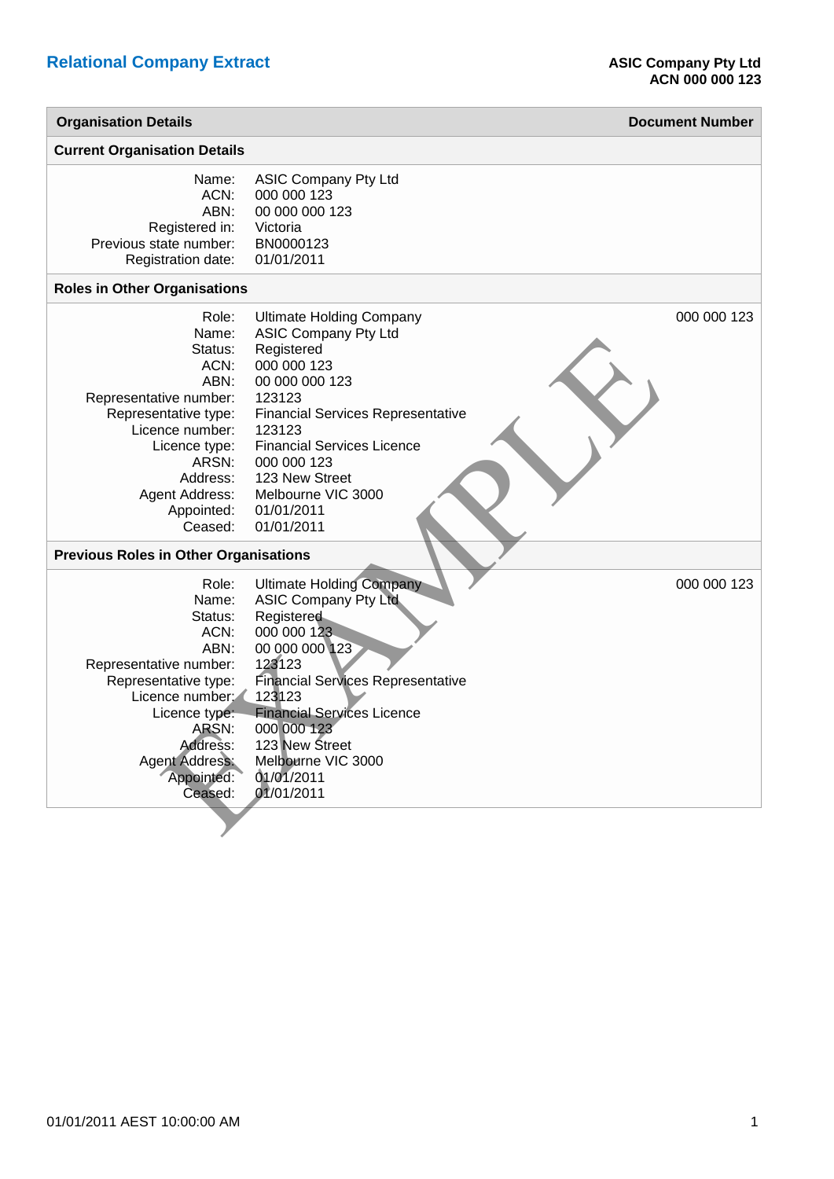## Relational Company Extract

**ASIC Company Pty Ltd**
**ACN 000 000 123**

| Organisation Details | Document Number |
|---|---|

### Current Organisation Details

| | |
|---|---|
| Name: | ASIC Company Pty Ltd |
| ACN: | 000 000 123 |
| ABN: | 00 000 000 123 |
| Registered in: | Victoria |
| Previous state number: | BN0000123 |
| Registration date: | 01/01/2011 |

### Roles in Other Organisations

| | | |
|---|---|---|
| Role: | Ultimate Holding Company | 000 000 123 |
| Name: | ASIC Company Pty Ltd | |
| Status: | Registered | |
| ACN: | 000 000 123 | |
| ABN: | 00 000 000 123 | |
| Representative number: | 123123 | |
| Representative type: | Financial Services Representative | |
| Licence number: | 123123 | |
| Licence type: | Financial Services Licence | |
| ARSN: | 000 000 123 | |
| Address: | 123 New Street | |
| Agent Address: | Melbourne VIC 3000 | |
| Appointed: | 01/01/2011 | |
| Ceased: | 01/01/2011 | |

### Previous Roles in Other Organisations

| | | |
|---|---|---|
| Role: | Ultimate Holding Company | 000 000 123 |
| Name: | ASIC Company Pty Ltd | |
| Status: | Registered | |
| ACN: | 000 000 123 | |
| ABN: | 00 000 000 123 | |
| Representative number: | 123123 | |
| Representative type: | Financial Services Representative | |
| Licence number: | 123123 | |
| Licence type: | Financial Services Licence | |
| ARSN: | 000 000 123 | |
| Address: | 123 New Street | |
| Agent Address: | Melbourne VIC 3000 | |
| Appointed: | 01/01/2011 | |
| Ceased: | 01/01/2011 | |

EXAMPLE

01/01/2011 AEST 10:00:00 AM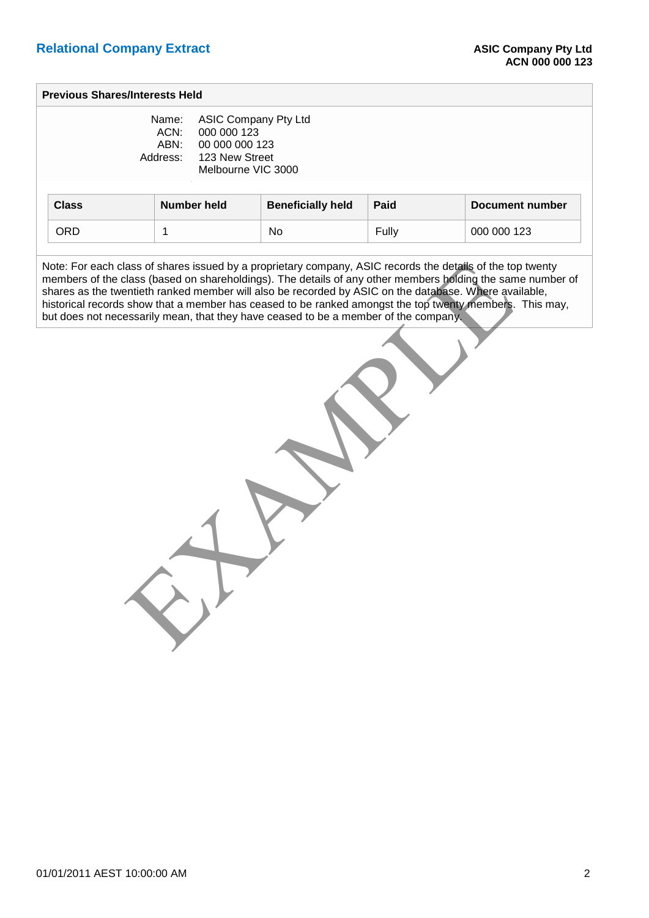### Previous Shares/Interests Held

Name: ASIC Company Pty Ltd
ACN: 000 000 123
ABN: 00 000 000 123
Address: 123 New Street
Melbourne VIC 3000

| Class | Number held | Beneficially held | Paid | Document number |
|---|---|---|---|---|
| ORD | 1 | No | Fully | 000 000 123 |

Note: For each class of shares issued by a proprietary company, ASIC records the details of the top twenty members of the class (based on shareholdings). The details of any other members holding the same number of shares as the twentieth ranked member will also be recorded by ASIC on the database. Where available, historical records show that a member has ceased to be ranked amongst the top twenty members. This may, but does not necessarily mean, that they have ceased to be a member of the company.

EXAMPLE